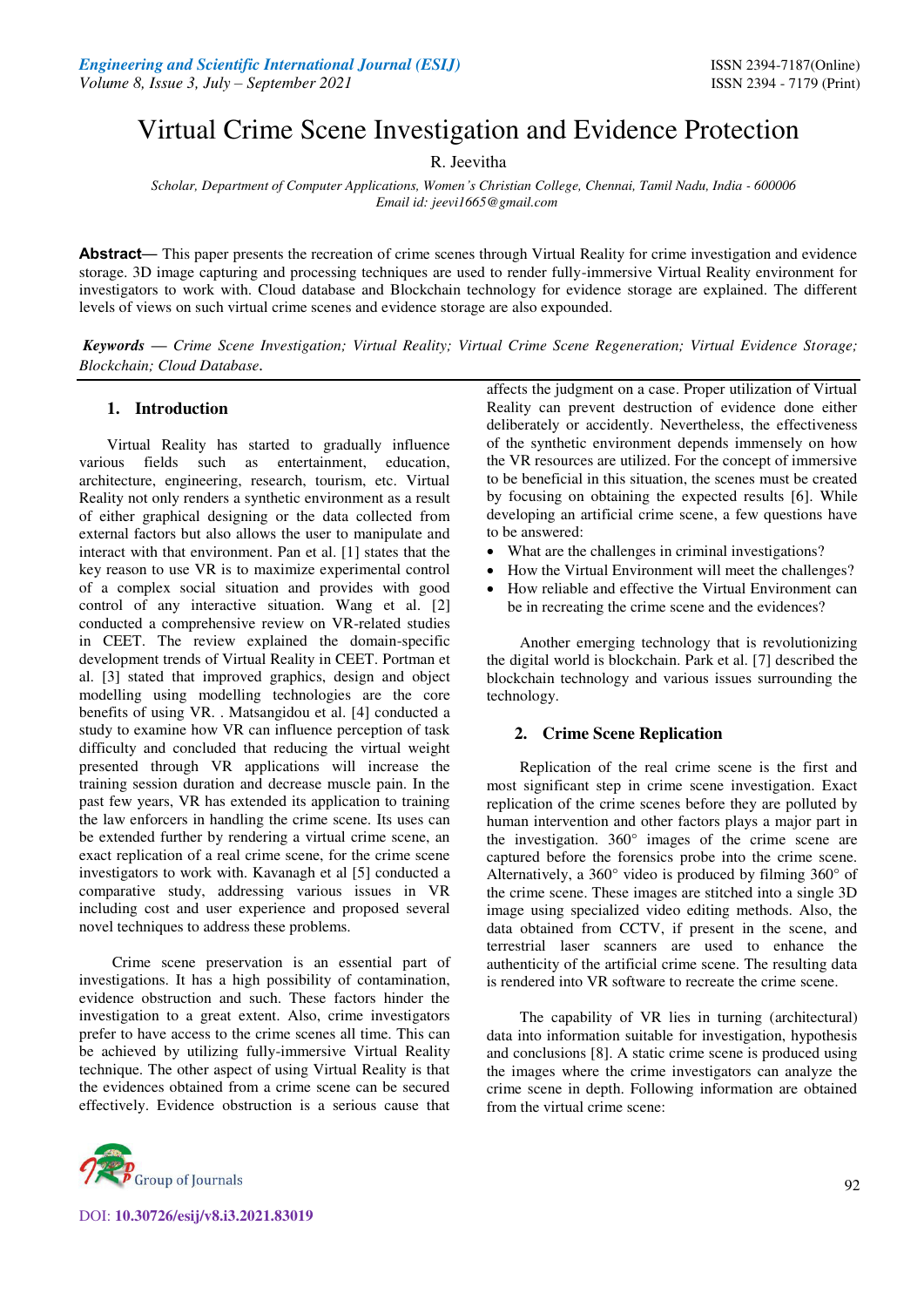# Virtual Crime Scene Investigation and Evidence Protection

R. Jeevitha

*Scholar, Department of Computer Applications, Women's Christian College, Chennai, Tamil Nadu, India - 600006*
*Email id: jeevi1665@gmail.com*

**Abstract—** This paper presents the recreation of crime scenes through Virtual Reality for crime investigation and evidence storage. 3D image capturing and processing techniques are used to render fully-immersive Virtual Reality environment for investigators to work with. Cloud database and Blockchain technology for evidence storage are explained. The different levels of views on such virtual crime scenes and evidence storage are also expounded.

***Keywords** — Crime Scene Investigation; Virtual Reality; Virtual Crime Scene Regeneration; Virtual Evidence Storage; Blockchain; Cloud Database.*

## 1. Introduction

Virtual Reality has started to gradually influence various fields such as entertainment, education, architecture, engineering, research, tourism, etc. Virtual Reality not only renders a synthetic environment as a result of either graphical designing or the data collected from external factors but also allows the user to manipulate and interact with that environment. Pan et al. [1] states that the key reason to use VR is to maximize experimental control of a complex social situation and provides with good control of any interactive situation. Wang et al. [2] conducted a comprehensive review on VR-related studies in CEET. The review explained the domain-specific development trends of Virtual Reality in CEET. Portman et al. [3] stated that improved graphics, design and object modelling using modelling technologies are the core benefits of using VR. . Matsangidou et al. [4] conducted a study to examine how VR can influence perception of task difficulty and concluded that reducing the virtual weight presented through VR applications will increase the training session duration and decrease muscle pain. In the past few years, VR has extended its application to training the law enforcers in handling the crime scene. Its uses can be extended further by rendering a virtual crime scene, an exact replication of a real crime scene, for the crime scene investigators to work with. Kavanagh et al [5] conducted a comparative study, addressing various issues in VR including cost and user experience and proposed several novel techniques to address these problems.

Crime scene preservation is an essential part of investigations. It has a high possibility of contamination, evidence obstruction and such. These factors hinder the investigation to a great extent. Also, crime investigators prefer to have access to the crime scenes all time. This can be achieved by utilizing fully-immersive Virtual Reality technique. The other aspect of using Virtual Reality is that the evidences obtained from a crime scene can be secured effectively. Evidence obstruction is a serious cause that affects the judgment on a case. Proper utilization of Virtual Reality can prevent destruction of evidence done either deliberately or accidently. Nevertheless, the effectiveness of the synthetic environment depends immensely on how the VR resources are utilized. For the concept of immersive to be beneficial in this situation, the scenes must be created by focusing on obtaining the expected results [6]. While developing an artificial crime scene, a few questions have to be answered:

- What are the challenges in criminal investigations?
- How the Virtual Environment will meet the challenges?
- How reliable and effective the Virtual Environment can be in recreating the crime scene and the evidences?

Another emerging technology that is revolutionizing the digital world is blockchain. Park et al. [7] described the blockchain technology and various issues surrounding the technology.

## 2. Crime Scene Replication

Replication of the real crime scene is the first and most significant step in crime scene investigation. Exact replication of the crime scenes before they are polluted by human intervention and other factors plays a major part in the investigation. 360° images of the crime scene are captured before the forensics probe into the crime scene. Alternatively, a 360° video is produced by filming 360° of the crime scene. These images are stitched into a single 3D image using specialized video editing methods. Also, the data obtained from CCTV, if present in the scene, and terrestrial laser scanners are used to enhance the authenticity of the artificial crime scene. The resulting data is rendered into VR software to recreate the crime scene.

The capability of VR lies in turning (architectural) data into information suitable for investigation, hypothesis and conclusions [8]. A static crime scene is produced using the images where the crime investigators can analyze the crime scene in depth. Following information are obtained from the virtual crime scene: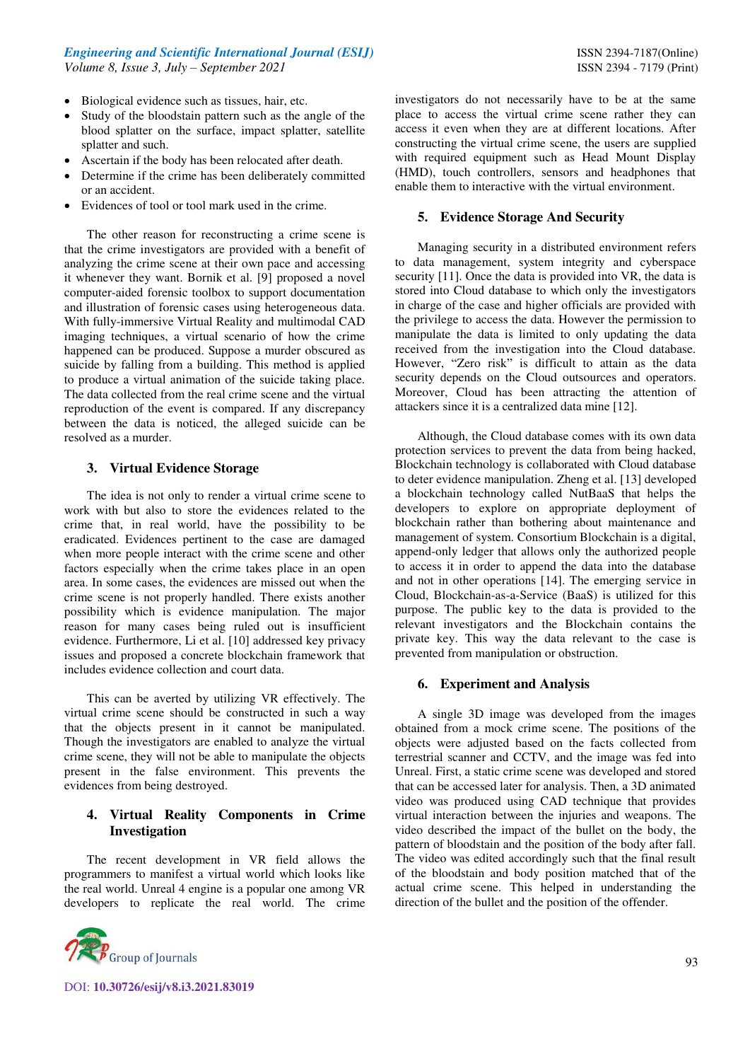- Biological evidence such as tissues, hair, etc.
- Study of the bloodstain pattern such as the angle of the blood splatter on the surface, impact splatter, satellite splatter and such.
- Ascertain if the body has been relocated after death.
- Determine if the crime has been deliberately committed or an accident.
- Evidences of tool or tool mark used in the crime.

The other reason for reconstructing a crime scene is that the crime investigators are provided with a benefit of analyzing the crime scene at their own pace and accessing it whenever they want. Bornik et al. [9] proposed a novel computer-aided forensic toolbox to support documentation and illustration of forensic cases using heterogeneous data. With fully-immersive Virtual Reality and multimodal CAD imaging techniques, a virtual scenario of how the crime happened can be produced. Suppose a murder obscured as suicide by falling from a building. This method is applied to produce a virtual animation of the suicide taking place. The data collected from the real crime scene and the virtual reproduction of the event is compared. If any discrepancy between the data is noticed, the alleged suicide can be resolved as a murder.

## 3. Virtual Evidence Storage

The idea is not only to render a virtual crime scene to work with but also to store the evidences related to the crime that, in real world, have the possibility to be eradicated. Evidences pertinent to the case are damaged when more people interact with the crime scene and other factors especially when the crime takes place in an open area. In some cases, the evidences are missed out when the crime scene is not properly handled. There exists another possibility which is evidence manipulation. The major reason for many cases being ruled out is insufficient evidence. Furthermore, Li et al. [10] addressed key privacy issues and proposed a concrete blockchain framework that includes evidence collection and court data.

This can be averted by utilizing VR effectively. The virtual crime scene should be constructed in such a way that the objects present in it cannot be manipulated. Though the investigators are enabled to analyze the virtual crime scene, they will not be able to manipulate the objects present in the false environment. This prevents the evidences from being destroyed.

## 4. Virtual Reality Components in Crime Investigation

The recent development in VR field allows the programmers to manifest a virtual world which looks like the real world. Unreal 4 engine is a popular one among VR developers to replicate the real world. The crime investigators do not necessarily have to be at the same place to access the virtual crime scene rather they can access it even when they are at different locations. After constructing the virtual crime scene, the users are supplied with required equipment such as Head Mount Display (HMD), touch controllers, sensors and headphones that enable them to interactive with the virtual environment.

## 5. Evidence Storage And Security

Managing security in a distributed environment refers to data management, system integrity and cyberspace security [11]. Once the data is provided into VR, the data is stored into Cloud database to which only the investigators in charge of the case and higher officials are provided with the privilege to access the data. However the permission to manipulate the data is limited to only updating the data received from the investigation into the Cloud database. However, "Zero risk" is difficult to attain as the data security depends on the Cloud outsources and operators. Moreover, Cloud has been attracting the attention of attackers since it is a centralized data mine [12].

Although, the Cloud database comes with its own data protection services to prevent the data from being hacked, Blockchain technology is collaborated with Cloud database to deter evidence manipulation. Zheng et al. [13] developed a blockchain technology called NutBaaS that helps the developers to explore on appropriate deployment of blockchain rather than bothering about maintenance and management of system. Consortium Blockchain is a digital, append-only ledger that allows only the authorized people to access it in order to append the data into the database and not in other operations [14]. The emerging service in Cloud, Blockchain-as-a-Service (BaaS) is utilized for this purpose. The public key to the data is provided to the relevant investigators and the Blockchain contains the private key. This way the data relevant to the case is prevented from manipulation or obstruction.

## 6. Experiment and Analysis

A single 3D image was developed from the images obtained from a mock crime scene. The positions of the objects were adjusted based on the facts collected from terrestrial scanner and CCTV, and the image was fed into Unreal. First, a static crime scene was developed and stored that can be accessed later for analysis. Then, a 3D animated video was produced using CAD technique that provides virtual interaction between the injuries and weapons. The video described the impact of the bullet on the body, the pattern of bloodstain and the position of the body after fall. The video was edited accordingly such that the final result of the bloodstain and body position matched that of the actual crime scene. This helped in understanding the direction of the bullet and the position of the offender.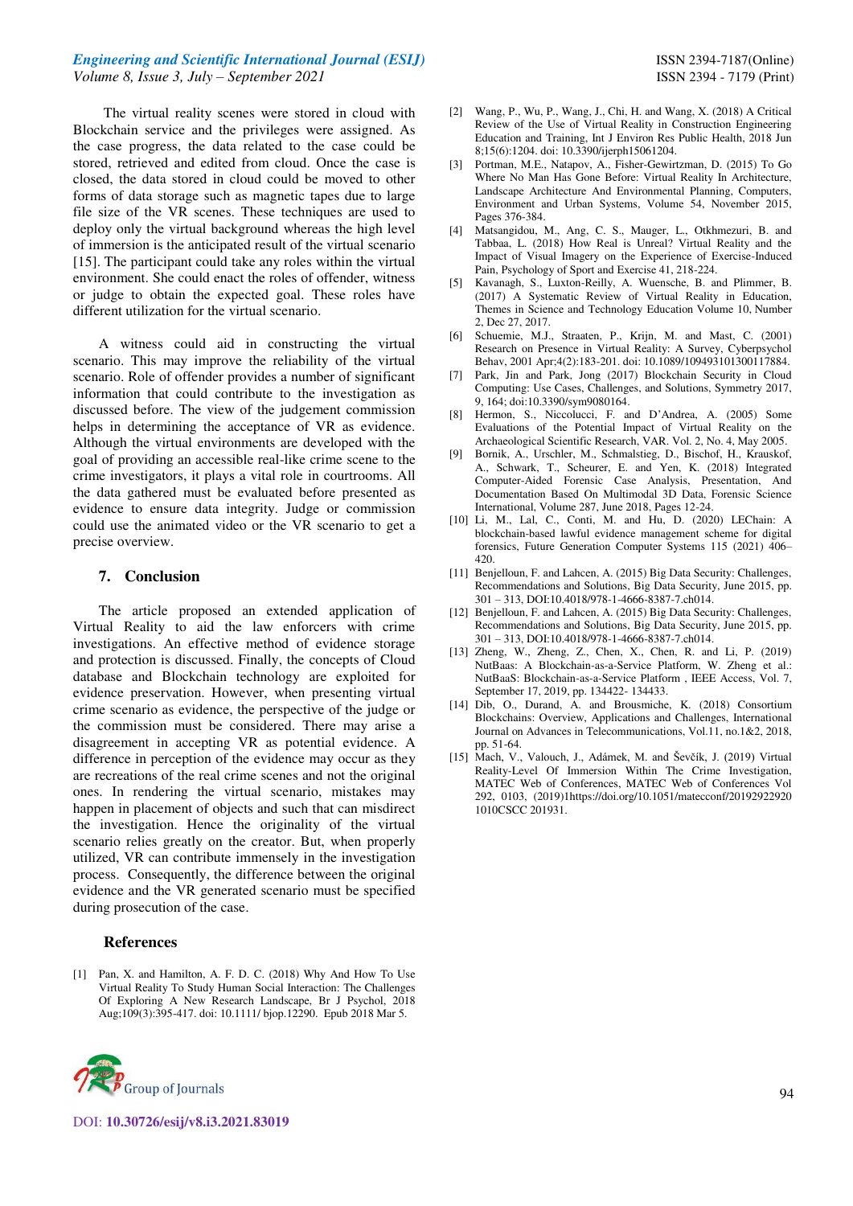The virtual reality scenes were stored in cloud with Blockchain service and the privileges were assigned. As the case progress, the data related to the case could be stored, retrieved and edited from cloud. Once the case is closed, the data stored in cloud could be moved to other forms of data storage such as magnetic tapes due to large file size of the VR scenes. These techniques are used to deploy only the virtual background whereas the high level of immersion is the anticipated result of the virtual scenario [15]. The participant could take any roles within the virtual environment. She could enact the roles of offender, witness or judge to obtain the expected goal. These roles have different utilization for the virtual scenario.

A witness could aid in constructing the virtual scenario. This may improve the reliability of the virtual scenario. Role of offender provides a number of significant information that could contribute to the investigation as discussed before. The view of the judgement commission helps in determining the acceptance of VR as evidence. Although the virtual environments are developed with the goal of providing an accessible real-like crime scene to the crime investigators, it plays a vital role in courtrooms. All the data gathered must be evaluated before presented as evidence to ensure data integrity. Judge or commission could use the animated video or the VR scenario to get a precise overview.

## 7. Conclusion

The article proposed an extended application of Virtual Reality to aid the law enforcers with crime investigations. An effective method of evidence storage and protection is discussed. Finally, the concepts of Cloud database and Blockchain technology are exploited for evidence preservation. However, when presenting virtual crime scenario as evidence, the perspective of the judge or the commission must be considered. There may arise a disagreement in accepting VR as potential evidence. A difference in perception of the evidence may occur as they are recreations of the real crime scenes and not the original ones. In rendering the virtual scenario, mistakes may happen in placement of objects and such that can misdirect the investigation. Hence the originality of the virtual scenario relies greatly on the creator. But, when properly utilized, VR can contribute immensely in the investigation process. Consequently, the difference between the original evidence and the VR generated scenario must be specified during prosecution of the case.

## References

[1] Pan, X. and Hamilton, A. F. D. C. (2018) Why And How To Use Virtual Reality To Study Human Social Interaction: The Challenges Of Exploring A New Research Landscape, Br J Psychol, 2018 Aug;109(3):395-417. doi: 10.1111/ bjop.12290. Epub 2018 Mar 5.

[2] Wang, P., Wu, P., Wang, J., Chi, H. and Wang, X. (2018) A Critical Review of the Use of Virtual Reality in Construction Engineering Education and Training, Int J Environ Res Public Health, 2018 Jun 8;15(6):1204. doi: 10.3390/ijerph15061204.

[3] Portman, M.E., Natapov, A., Fisher-Gewirtzman, D. (2015) To Go Where No Man Has Gone Before: Virtual Reality In Architecture, Landscape Architecture And Environmental Planning, Computers, Environment and Urban Systems, Volume 54, November 2015, Pages 376-384.

[4] Matsangidou, M., Ang, C. S., Mauger, L., Otkhmezuri, B. and Tabbaa, L. (2018) How Real is Unreal? Virtual Reality and the Impact of Visual Imagery on the Experience of Exercise-Induced Pain, Psychology of Sport and Exercise 41, 218-224.

[5] Kavanagh, S., Luxton-Reilly, A. Wuensche, B. and Plimmer, B. (2017) A Systematic Review of Virtual Reality in Education, Themes in Science and Technology Education Volume 10, Number 2, Dec 27, 2017.

[6] Schuemie, M.J., Straaten, P., Krijn, M. and Mast, C. (2001) Research on Presence in Virtual Reality: A Survey, Cyberpsychol Behav, 2001 Apr;4(2):183-201. doi: 10.1089/109493101300117884.

[7] Park, Jin and Park, Jong (2017) Blockchain Security in Cloud Computing: Use Cases, Challenges, and Solutions, Symmetry 2017, 9, 164; doi:10.3390/sym9080164.

[8] Hermon, S., Niccolucci, F. and D'Andrea, A. (2005) Some Evaluations of the Potential Impact of Virtual Reality on the Archaeological Scientific Research, VAR. Vol. 2, No. 4, May 2005.

[9] Bornik, A., Urschler, M., Schmalstieg, D., Bischof, H., Krauskof, A., Schwark, T., Scheurer, E. and Yen, K. (2018) Integrated Computer-Aided Forensic Case Analysis, Presentation, And Documentation Based On Multimodal 3D Data, Forensic Science International, Volume 287, June 2018, Pages 12-24.

[10] Li, M., Lal, C., Conti, M. and Hu, D. (2020) LEChain: A blockchain-based lawful evidence management scheme for digital forensics, Future Generation Computer Systems 115 (2021) 406–420.

[11] Benjelloun, F. and Lahcen, A. (2015) Big Data Security: Challenges, Recommendations and Solutions, Big Data Security, June 2015, pp. 301 – 313, DOI:10.4018/978-1-4666-8387-7.ch014.

[12] Benjelloun, F. and Lahcen, A. (2015) Big Data Security: Challenges, Recommendations and Solutions, Big Data Security, June 2015, pp. 301 – 313, DOI:10.4018/978-1-4666-8387-7.ch014.

[13] Zheng, W., Zheng, Z., Chen, X., Chen, R. and Li, P. (2019) NutBaas: A Blockchain-as-a-Service Platform, W. Zheng et al.: NutBaaS: Blockchain-as-a-Service Platform , IEEE Access, Vol. 7, September 17, 2019, pp. 134422- 134433.

[14] Dib, O., Durand, A. and Brousmiche, K. (2018) Consortium Blockchains: Overview, Applications and Challenges, International Journal on Advances in Telecommunications, Vol.11, no.1&2, 2018, pp. 51-64.

[15] Mach, V., Valouch, J., Adámek, M. and Ševčík, J. (2019) Virtual Reality-Level Of Immersion Within The Crime Investigation, MATEC Web of Conferences, MATEC Web of Conferences Vol 292, 0103, (2019)1https://doi.org/10.1051/matecconf/20192922920 1010CSCC 201931.